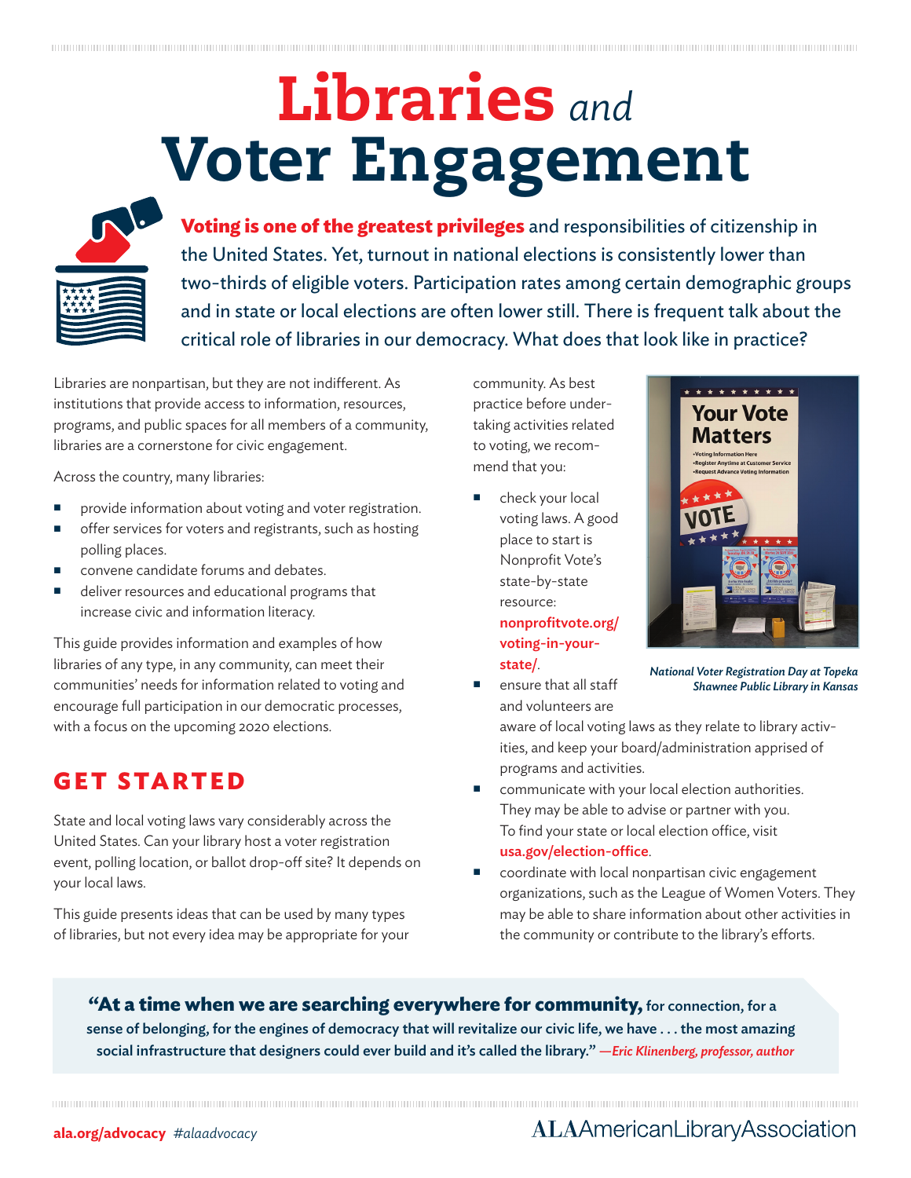# Libraries *and* Voter Engagement

**Voting is one of the greatest privileges** and responsibilities of citizenship in the United States. Yet, turnout in national elections is consistently lower than two-thirds of eligible voters. Participation rates among certain demographic groups and in state or local elections are often lower still. There is frequent talk about the critical role of libraries in our democracy. What does that look like in practice?

Libraries are nonpartisan, but they are not indifferent. As institutions that provide access to information, resources, programs, and public spaces for all members of a community, libraries are a cornerstone for civic engagement.

Across the country, many libraries:

- provide information about voting and voter registration.
- offer services for voters and registrants, such as hosting polling places.
- convene candidate forums and debates.
- deliver resources and educational programs that increase civic and information literacy.

This guide provides information and examples of how libraries of any type, in any community, can meet their communities' needs for information related to voting and encourage full participation in our democratic processes, with a focus on the upcoming 2020 elections.

## GET STARTED

State and local voting laws vary considerably across the United States. Can your library host a voter registration event, polling location, or ballot drop-off site? It depends on your local laws.

This guide presents ideas that can be used by many types of libraries, but not every idea may be appropriate for your community. As best practice before undertaking activities related to voting, we recommend that you:

- check your local voting laws. A good place to start is Nonprofit Vote's state-by-state resource: **nonprofitvote.org/voting-in-your-state/**.
- ensure that all staff and volunteers are aware of local voting laws as they relate to library activities, and keep your board/administration apprised of programs and activities.
- communicate with your local election authorities. They may be able to advise or partner with you. To find your state or local election office, visit **usa.gov/election-office**.
- coordinate with local nonpartisan civic engagement organizations, such as the League of Women Voters. They may be able to share information about other activities in the community or contribute to the library's efforts.

*National Voter Registration Day at Topeka Shawnee Public Library in Kansas*

> **"At a time when we are searching everywhere for community,** for connection, for a sense of belonging, for the engines of democracy that will revitalize our civic life, we have . . . the most amazing social infrastructure that designers could ever build and it's called the library." *—Eric Klinenberg, professor, author*

**ala.org/advocacy** *#alaadvocacy*

ALA American Library Association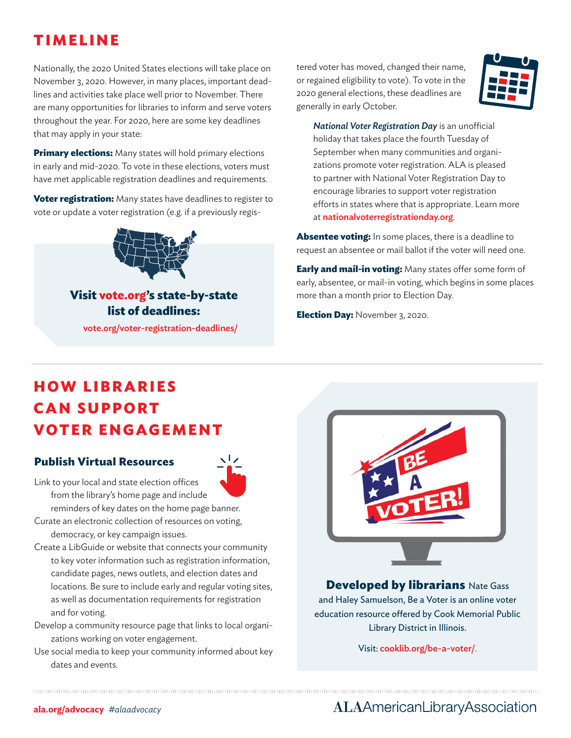## TIMELINE

Nationally, the 2020 United States elections will take place on November 3, 2020. However, in many places, important deadlines and activities take place well prior to November. There are many opportunities for libraries to inform and serve voters throughout the year. For 2020, here are some key deadlines that may apply in your state:

**Primary elections:** Many states will hold primary elections in early and mid-2020. To vote in these elections, voters must have met applicable registration deadlines and requirements.

**Voter registration:** Many states have deadlines to register to vote or update a voter registration (e.g. if a previously registered voter has moved, changed their name, or regained eligibility to vote). To vote in the 2020 general elections, these deadlines are generally in early October.

> ***National Voter Registration Day*** is an unofficial holiday that takes place the fourth Tuesday of September when many communities and organizations promote voter registration. ALA is pleased to partner with National Voter Registration Day to encourage libraries to support voter registration efforts in states where that is appropriate. Learn more at **nationalvoterregistrationday.org**.

**Absentee voting:** In some places, there is a deadline to request an absentee or mail ballot if the voter will need one.

**Early and mail-in voting:** Many states offer some form of early, absentee, or mail-in voting, which begins in some places more than a month prior to Election Day.

**Election Day:** November 3, 2020.

**Visit vote.org's state-by-state list of deadlines:**

vote.org/voter-registration-deadlines/

## HOW LIBRARIES CAN SUPPORT VOTER ENGAGEMENT

### Publish Virtual Resources

- Link to your local and state election offices from the library's home page and include reminders of key dates on the home page banner.
- Curate an electronic collection of resources on voting, democracy, or key campaign issues.
- Create a LibGuide or website that connects your community to key voter information such as registration information, candidate pages, news outlets, and election dates and locations. Be sure to include early and regular voting sites, as well as documentation requirements for registration and for voting.
- Develop a community resource page that links to local organizations working on voter engagement.
- Use social media to keep your community informed about key dates and events.

**Developed by librarians** Nate Gass and Haley Samuelson, Be a Voter is an online voter education resource offered by Cook Memorial Public Library District in Illinois.

Visit: **cooklib.org/be-a-voter/**.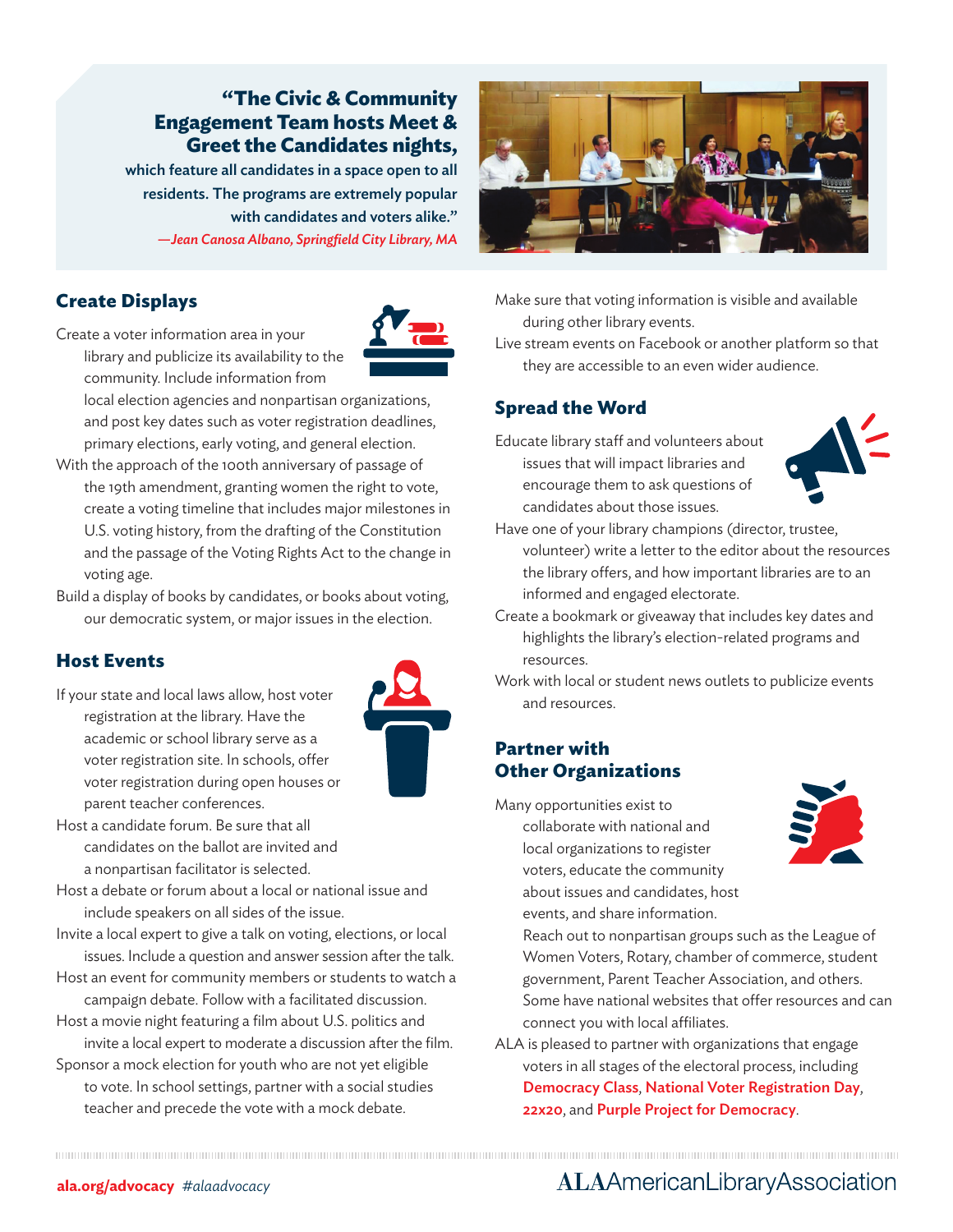> **"The Civic & Community Engagement Team hosts Meet & Greet the Candidates nights,** which feature all candidates in a space open to all residents. The programs are extremely popular with candidates and voters alike."
>
> *—Jean Canosa Albano, Springfield City Library, MA*

## Create Displays

Create a voter information area in your library and publicize its availability to the community. Include information from local election agencies and nonpartisan organizations, and post key dates such as voter registration deadlines, primary elections, early voting, and general election.

With the approach of the 100th anniversary of passage of the 19th amendment, granting women the right to vote, create a voting timeline that includes major milestones in U.S. voting history, from the drafting of the Constitution and the passage of the Voting Rights Act to the change in voting age.

Build a display of books by candidates, or books about voting, our democratic system, or major issues in the election.

## Host Events

If your state and local laws allow, host voter registration at the library. Have the academic or school library serve as a voter registration site. In schools, offer voter registration during open houses or parent teacher conferences.

Host a candidate forum. Be sure that all candidates on the ballot are invited and a nonpartisan facilitator is selected.

Host a debate or forum about a local or national issue and include speakers on all sides of the issue.

Invite a local expert to give a talk on voting, elections, or local issues. Include a question and answer session after the talk.

Host an event for community members or students to watch a campaign debate. Follow with a facilitated discussion.

Host a movie night featuring a film about U.S. politics and invite a local expert to moderate a discussion after the film.

Sponsor a mock election for youth who are not yet eligible to vote. In school settings, partner with a social studies teacher and precede the vote with a mock debate.

Make sure that voting information is visible and available during other library events.

Live stream events on Facebook or another platform so that they are accessible to an even wider audience.

## Spread the Word

Educate library staff and volunteers about issues that will impact libraries and encourage them to ask questions of candidates about those issues.

Have one of your library champions (director, trustee, volunteer) write a letter to the editor about the resources the library offers, and how important libraries are to an informed and engaged electorate.

Create a bookmark or giveaway that includes key dates and highlights the library's election-related programs and resources.

Work with local or student news outlets to publicize events and resources.

## Partner with Other Organizations

Many opportunities exist to collaborate with national and local organizations to register voters, educate the community about issues and candidates, host events, and share information. Reach out to nonpartisan groups such as the League of Women Voters, Rotary, chamber of commerce, student government, Parent Teacher Association, and others. Some have national websites that offer resources and can connect you with local affiliates.

ALA is pleased to partner with organizations that engage voters in all stages of the electoral process, including **Democracy Class**, **National Voter Registration Day**, **22x20**, and **Purple Project for Democracy**.

**ala.org/advocacy** *#alaadvocacy*

ALA American Library Association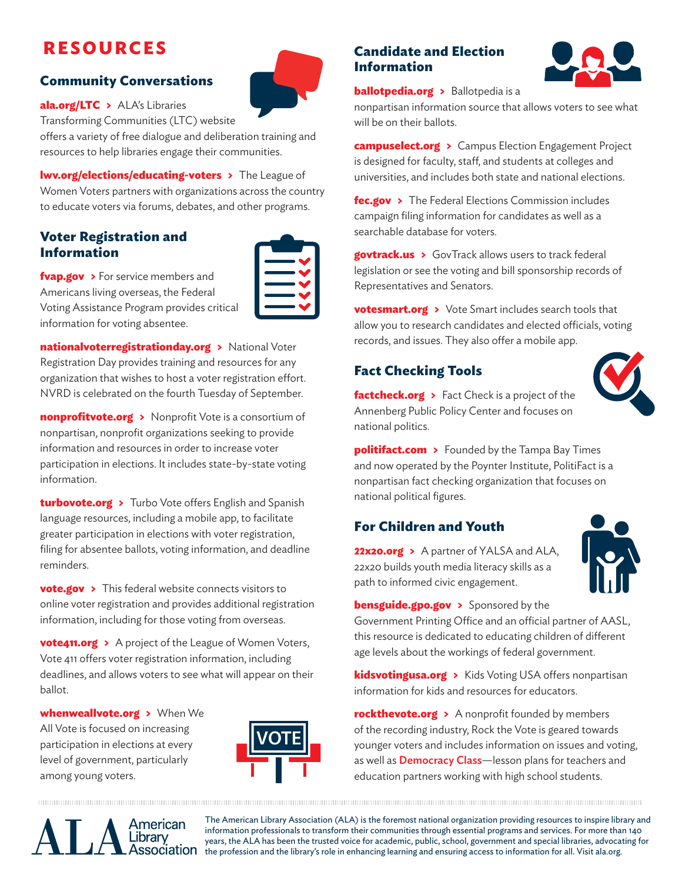# RESOURCES

## Community Conversations

**ala.org/LTC** > ALA's Libraries Transforming Communities (LTC) website offers a variety of free dialogue and deliberation training and resources to help libraries engage their communities.

**lwv.org/elections/educating-voters** > The League of Women Voters partners with organizations across the country to educate voters via forums, debates, and other programs.

## Voter Registration and Information

**fvap.gov** > For service members and Americans living overseas, the Federal Voting Assistance Program provides critical information for voting absentee.

**nationalvoterregistrationday.org** > National Voter Registration Day provides training and resources for any organization that wishes to host a voter registration effort. NVRD is celebrated on the fourth Tuesday of September.

**nonprofitvote.org** > Nonprofit Vote is a consortium of nonpartisan, nonprofit organizations seeking to provide information and resources in order to increase voter participation in elections. It includes state-by-state voting information.

**turbovote.org** > Turbo Vote offers English and Spanish language resources, including a mobile app, to facilitate greater participation in elections with voter registration, filing for absentee ballots, voting information, and deadline reminders.

**vote.gov** > This federal website connects visitors to online voter registration and provides additional registration information, including for those voting from overseas.

**vote411.org** > A project of the League of Women Voters, Vote 411 offers voter registration information, including deadlines, and allows voters to see what will appear on their ballot.

**whenweallvote.org** > When We All Vote is focused on increasing participation in elections at every level of government, particularly among young voters.

## Candidate and Election Information

**ballotpedia.org** > Ballotpedia is a nonpartisan information source that allows voters to see what will be on their ballots.

**campuselect.org** > Campus Election Engagement Project is designed for faculty, staff, and students at colleges and universities, and includes both state and national elections.

**fec.gov** > The Federal Elections Commission includes campaign filing information for candidates as well as a searchable database for voters.

**govtrack.us** > GovTrack allows users to track federal legislation or see the voting and bill sponsorship records of Representatives and Senators.

**votesmart.org** > Vote Smart includes search tools that allow you to research candidates and elected officials, voting records, and issues. They also offer a mobile app.

## Fact Checking Tools

**factcheck.org** > Fact Check is a project of the Annenberg Public Policy Center and focuses on national politics.

**politifact.com** > Founded by the Tampa Bay Times and now operated by the Poynter Institute, PolitiFact is a nonpartisan fact checking organization that focuses on national political figures.

## For Children and Youth

**22x20.org** > A partner of YALSA and ALA, 22x20 builds youth media literacy skills as a path to informed civic engagement.

**bensguide.gpo.gov** > Sponsored by the Government Printing Office and an official partner of AASL, this resource is dedicated to educating children of different age levels about the workings of federal government.

**kidsvotingusa.org** > Kids Voting USA offers nonpartisan information for kids and resources for educators.

**rockthevote.org** > A nonprofit founded by members of the recording industry, Rock the Vote is geared towards younger voters and includes information on issues and voting, as well as Democracy Class—lesson plans for teachers and education partners working with high school students.

---

ALA American Library Association

The American Library Association (ALA) is the foremost national organization providing resources to inspire library and information professionals to transform their communities through essential programs and services. For more than 140 years, the ALA has been the trusted voice for academic, public, school, government and special libraries, advocating for the profession and the library's role in enhancing learning and ensuring access to information for all. Visit ala.org.